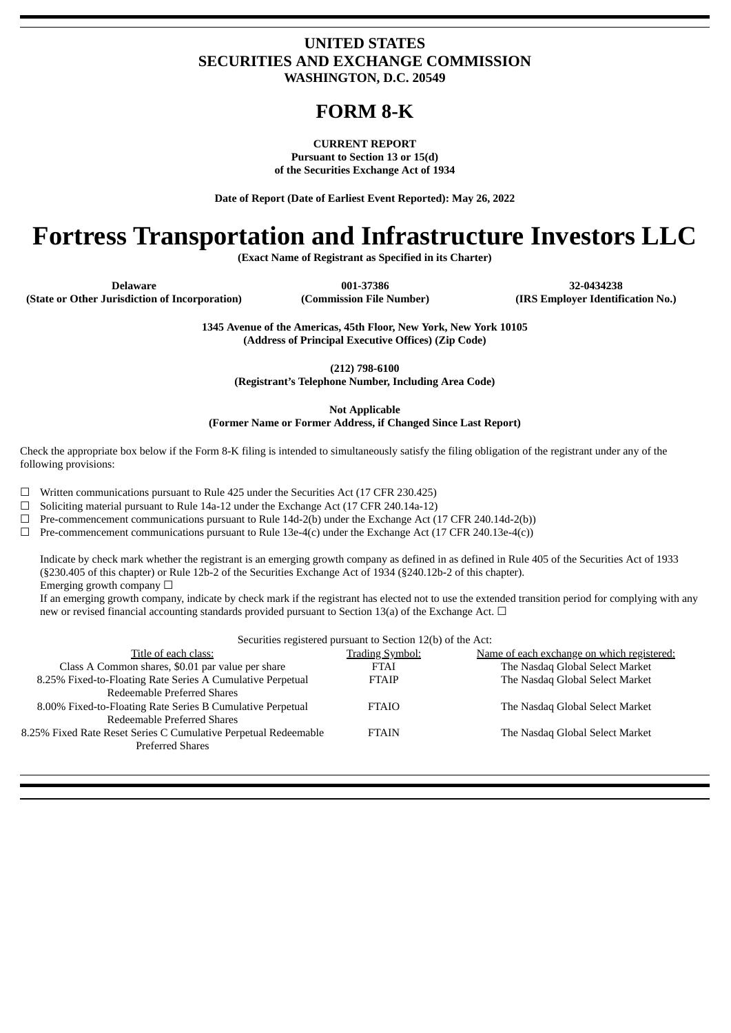**UNITED STATES**
**SECURITIES AND EXCHANGE COMMISSION**
**WASHINGTON, D.C. 20549**

# FORM 8-K

**CURRENT REPORT**
**Pursuant to Section 13 or 15(d)**
**of the Securities Exchange Act of 1934**

**Date of Report (Date of Earliest Event Reported): May 26, 2022**

# Fortress Transportation and Infrastructure Investors LLC

**(Exact Name of Registrant as Specified in its Charter)**

| **Delaware** | **001-37386** | **32-0434238** |
|---|---|---|
| **(State or Other Jurisdiction of Incorporation)** | **(Commission File Number)** | **(IRS Employer Identification No.)** |

**1345 Avenue of the Americas, 45th Floor, New York, New York 10105**
**(Address of Principal Executive Offices) (Zip Code)**

**(212) 798-6100**
**(Registrant's Telephone Number, Including Area Code)**

**Not Applicable**
**(Former Name or Former Address, if Changed Since Last Report)**

Check the appropriate box below if the Form 8-K filing is intended to simultaneously satisfy the filing obligation of the registrant under any of the following provisions:

☐ Written communications pursuant to Rule 425 under the Securities Act (17 CFR 230.425)
☐ Soliciting material pursuant to Rule 14a-12 under the Exchange Act (17 CFR 240.14a-12)
☐ Pre-commencement communications pursuant to Rule 14d-2(b) under the Exchange Act (17 CFR 240.14d-2(b))
☐ Pre-commencement communications pursuant to Rule 13e-4(c) under the Exchange Act (17 CFR 240.13e-4(c))

Indicate by check mark whether the registrant is an emerging growth company as defined in as defined in Rule 405 of the Securities Act of 1933 (§230.405 of this chapter) or Rule 12b-2 of the Securities Exchange Act of 1934 (§240.12b-2 of this chapter).
Emerging growth company ☐
If an emerging growth company, indicate by check mark if the registrant has elected not to use the extended transition period for complying with any new or revised financial accounting standards provided pursuant to Section 13(a) of the Exchange Act. ☐

Securities registered pursuant to Section 12(b) of the Act:

| Title of each class: | Trading Symbol: | Name of each exchange on which registered: |
|---|---|---|
| Class A Common shares, $0.01 par value per share | FTAI | The Nasdaq Global Select Market |
| 8.25% Fixed-to-Floating Rate Series A Cumulative Perpetual Redeemable Preferred Shares | FTAIP | The Nasdaq Global Select Market |
| 8.00% Fixed-to-Floating Rate Series B Cumulative Perpetual Redeemable Preferred Shares | FTAIO | The Nasdaq Global Select Market |
| 8.25% Fixed Rate Reset Series C Cumulative Perpetual Redeemable Preferred Shares | FTAIN | The Nasdaq Global Select Market |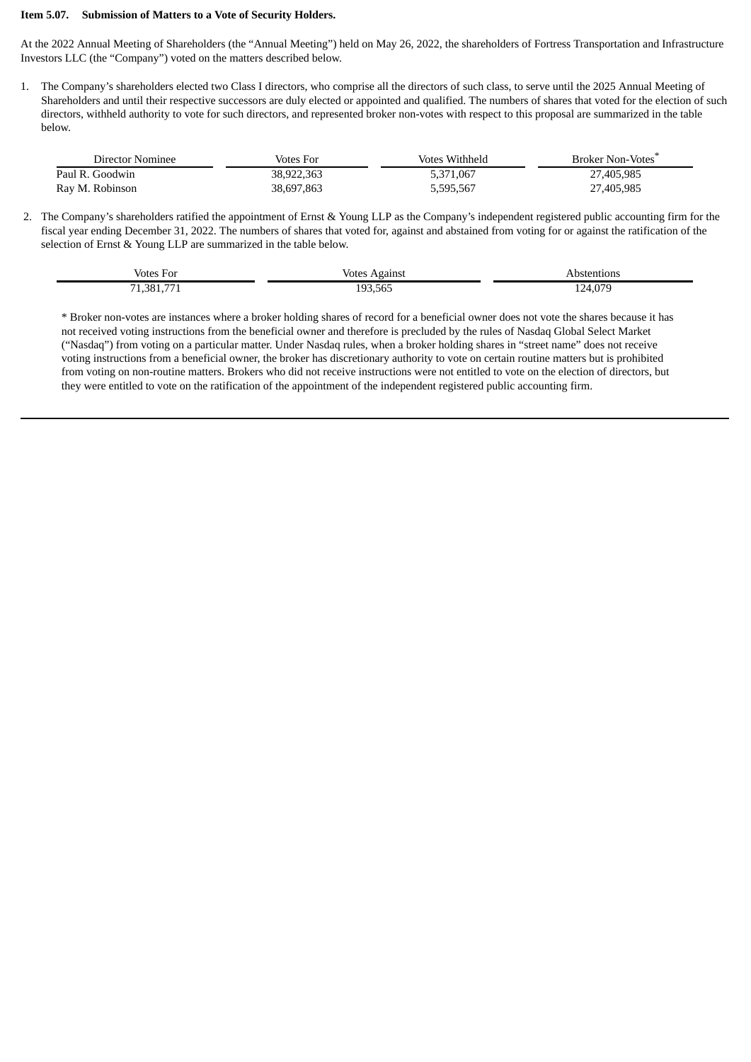**Item 5.07. Submission of Matters to a Vote of Security Holders.**

At the 2022 Annual Meeting of Shareholders (the "Annual Meeting") held on May 26, 2022, the shareholders of Fortress Transportation and Infrastructure Investors LLC (the "Company") voted on the matters described below.

1. The Company's shareholders elected two Class I directors, who comprise all the directors of such class, to serve until the 2025 Annual Meeting of Shareholders and until their respective successors are duly elected or appointed and qualified. The numbers of shares that voted for the election of such directors, withheld authority to vote for such directors, and represented broker non-votes with respect to this proposal are summarized in the table below.

| Director Nominee | Votes For | Votes Withheld | Broker Non-Votes* |
|---|---|---|---|
| Paul R. Goodwin | 38,922,363 | 5,371,067 | 27,405,985 |
| Ray M. Robinson | 38,697,863 | 5,595,567 | 27,405,985 |

2. The Company's shareholders ratified the appointment of Ernst & Young LLP as the Company's independent registered public accounting firm for the fiscal year ending December 31, 2022. The numbers of shares that voted for, against and abstained from voting for or against the ratification of the selection of Ernst & Young LLP are summarized in the table below.

| Votes For | Votes Against | Abstentions |
|---|---|---|
| 71,381,771 | 193,565 | 124,079 |

\* Broker non-votes are instances where a broker holding shares of record for a beneficial owner does not vote the shares because it has not received voting instructions from the beneficial owner and therefore is precluded by the rules of Nasdaq Global Select Market ("Nasdaq") from voting on a particular matter. Under Nasdaq rules, when a broker holding shares in "street name" does not receive voting instructions from a beneficial owner, the broker has discretionary authority to vote on certain routine matters but is prohibited from voting on non-routine matters. Brokers who did not receive instructions were not entitled to vote on the election of directors, but they were entitled to vote on the ratification of the appointment of the independent registered public accounting firm.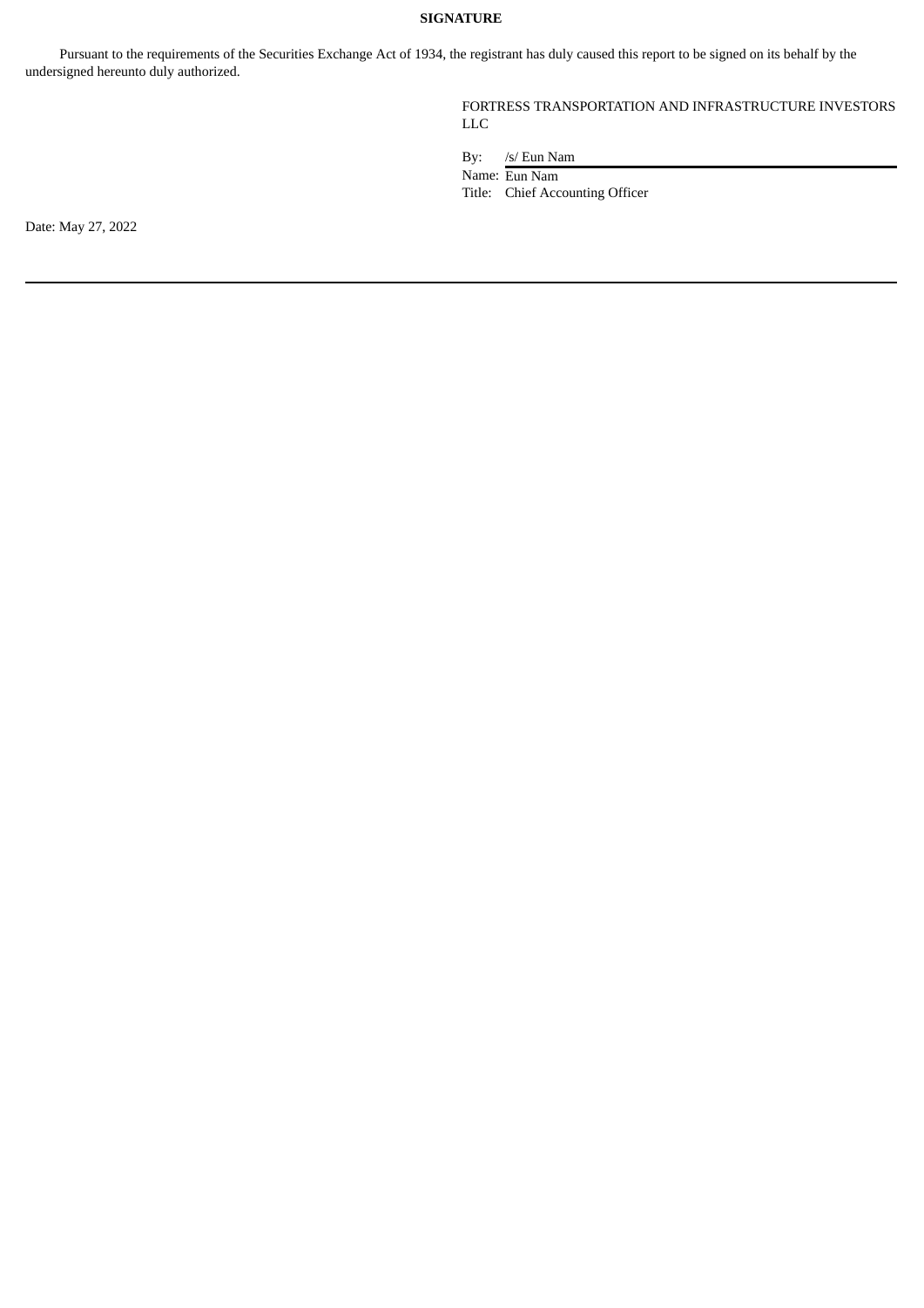**SIGNATURE**

Pursuant to the requirements of the Securities Exchange Act of 1934, the registrant has duly caused this report to be signed on its behalf by the undersigned hereunto duly authorized.

FORTRESS TRANSPORTATION AND INFRASTRUCTURE INVESTORS LLC

By: /s/ Eun Nam
Name: Eun Nam
Title: Chief Accounting Officer

Date: May 27, 2022